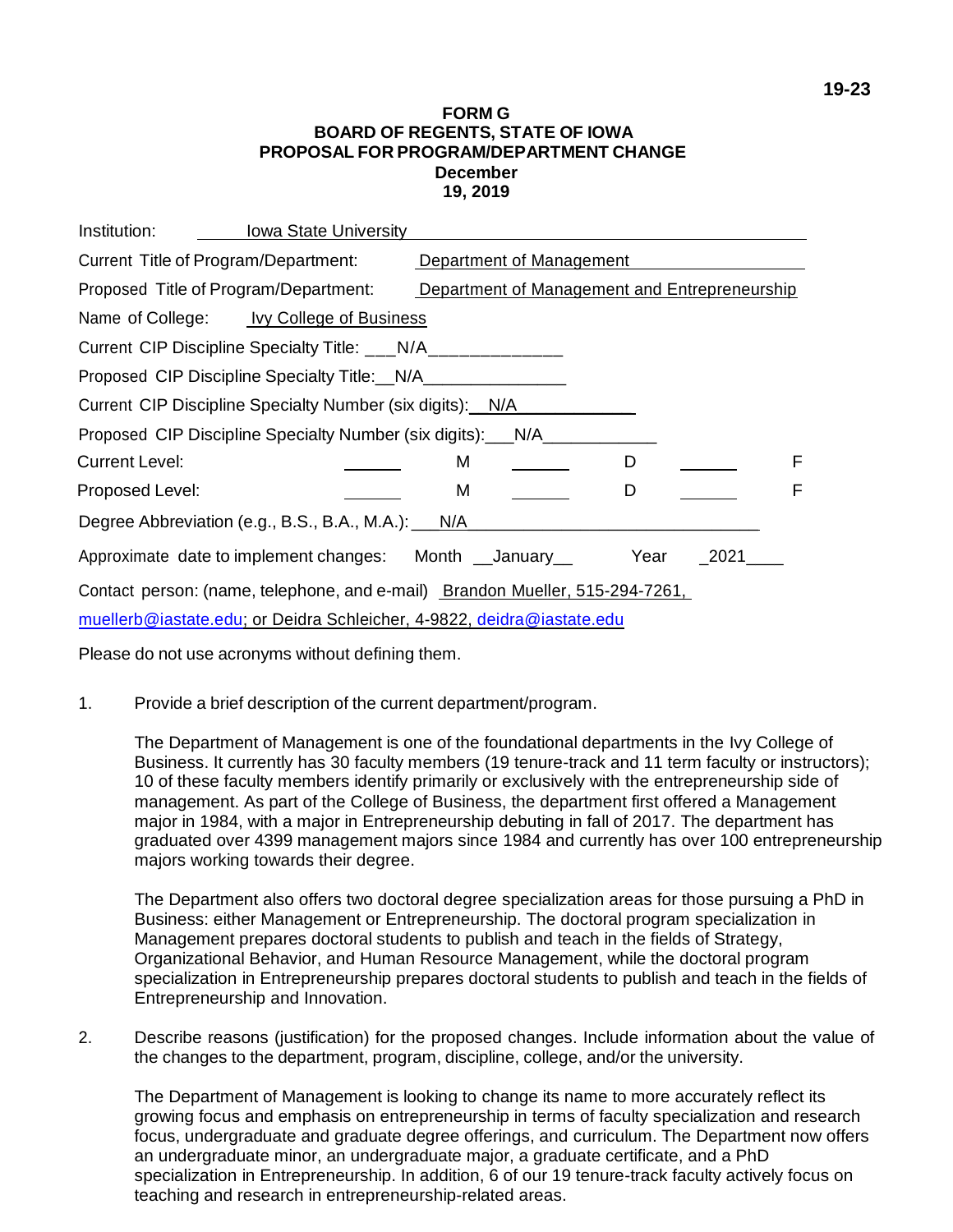19-23

**FORM G**
**BOARD OF REGENTS, STATE OF IOWA**
**PROPOSAL FOR PROGRAM/DEPARTMENT CHANGE**
**December 19, 2019**

Institution: Iowa State University

Current Title of Program/Department: Department of Management

Proposed Title of Program/Department: Department of Management and Entrepreneurship

Name of College: Ivy College of Business

Current CIP Discipline Specialty Title: ___N/A______________

Proposed CIP Discipline Specialty Title:__N/A________________

Current CIP Discipline Specialty Number (six digits): N/A

Proposed CIP Discipline Specialty Number (six digits):___N/A____________

| | | | | | | |
|---|---|---|---|---|---|---|
| Current Level: | ______ | M | ______ | D | ______ | F |
| Proposed Level: | ______ | M | ______ | D | ______ | F |

Degree Abbreviation (e.g., B.S., B.A., M.A.): ___N/A

Approximate date to implement changes: Month __January__ Year _2021____

Contact person: (name, telephone, and e-mail) Brandon Mueller, 515-294-7261, muellerb@iastate.edu; or Deidra Schleicher, 4-9822, deidra@iastate.edu

Please do not use acronyms without defining them.

1. Provide a brief description of the current department/program.

   The Department of Management is one of the foundational departments in the Ivy College of Business. It currently has 30 faculty members (19 tenure-track and 11 term faculty or instructors); 10 of these faculty members identify primarily or exclusively with the entrepreneurship side of management. As part of the College of Business, the department first offered a Management major in 1984, with a major in Entrepreneurship debuting in fall of 2017. The department has graduated over 4399 management majors since 1984 and currently has over 100 entrepreneurship majors working towards their degree.

   The Department also offers two doctoral degree specialization areas for those pursuing a PhD in Business: either Management or Entrepreneurship. The doctoral program specialization in Management prepares doctoral students to publish and teach in the fields of Strategy, Organizational Behavior, and Human Resource Management, while the doctoral program specialization in Entrepreneurship prepares doctoral students to publish and teach in the fields of Entrepreneurship and Innovation.

2. Describe reasons (justification) for the proposed changes. Include information about the value of the changes to the department, program, discipline, college, and/or the university.

   The Department of Management is looking to change its name to more accurately reflect its growing focus and emphasis on entrepreneurship in terms of faculty specialization and research focus, undergraduate and graduate degree offerings, and curriculum. The Department now offers an undergraduate minor, an undergraduate major, a graduate certificate, and a PhD specialization in Entrepreneurship. In addition, 6 of our 19 tenure-track faculty actively focus on teaching and research in entrepreneurship-related areas.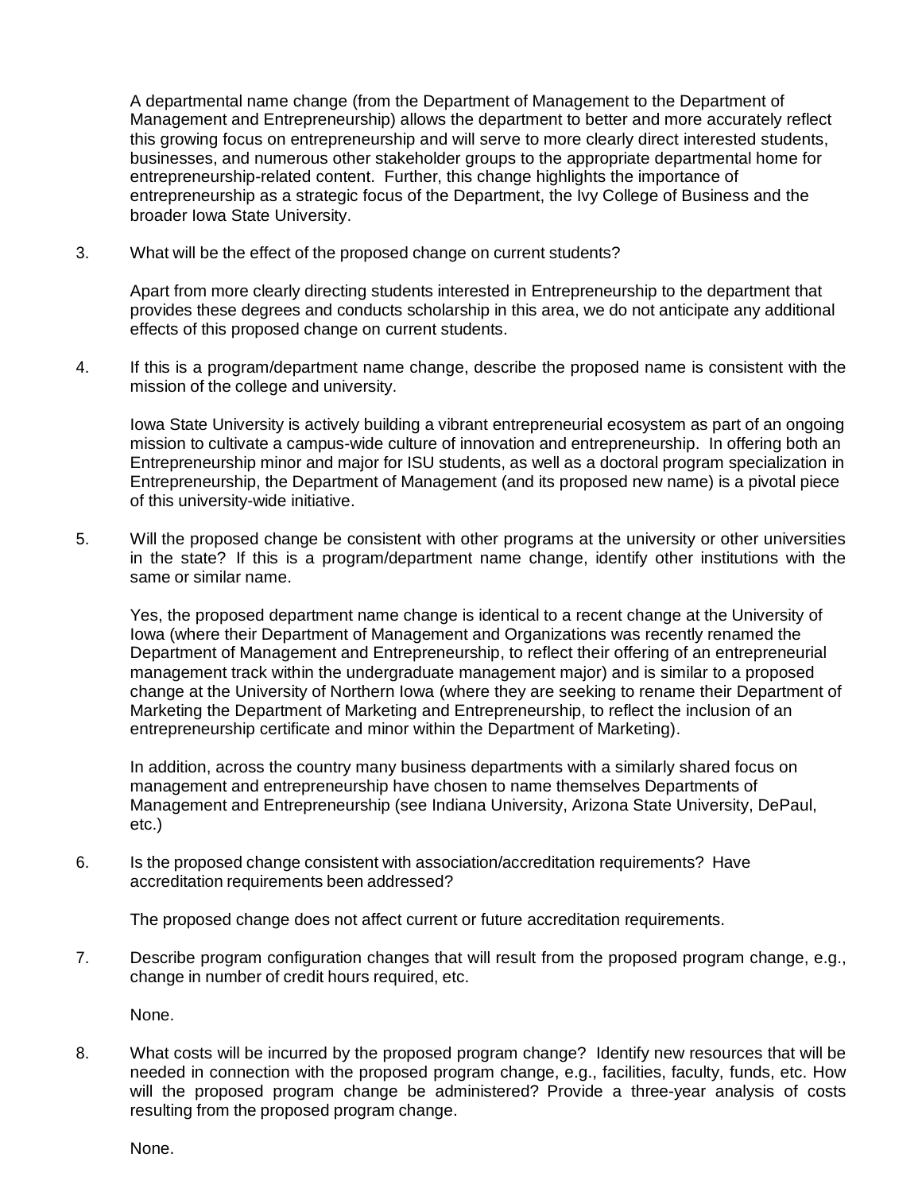A departmental name change (from the Department of Management to the Department of Management and Entrepreneurship) allows the department to better and more accurately reflect this growing focus on entrepreneurship and will serve to more clearly direct interested students, businesses, and numerous other stakeholder groups to the appropriate departmental home for entrepreneurship-related content. Further, this change highlights the importance of entrepreneurship as a strategic focus of the Department, the Ivy College of Business and the broader Iowa State University.

3. What will be the effect of the proposed change on current students?

   Apart from more clearly directing students interested in Entrepreneurship to the department that provides these degrees and conducts scholarship in this area, we do not anticipate any additional effects of this proposed change on current students.

4. If this is a program/department name change, describe the proposed name is consistent with the mission of the college and university.

   Iowa State University is actively building a vibrant entrepreneurial ecosystem as part of an ongoing mission to cultivate a campus-wide culture of innovation and entrepreneurship. In offering both an Entrepreneurship minor and major for ISU students, as well as a doctoral program specialization in Entrepreneurship, the Department of Management (and its proposed new name) is a pivotal piece of this university-wide initiative.

5. Will the proposed change be consistent with other programs at the university or other universities in the state? If this is a program/department name change, identify other institutions with the same or similar name.

   Yes, the proposed department name change is identical to a recent change at the University of Iowa (where their Department of Management and Organizations was recently renamed the Department of Management and Entrepreneurship, to reflect their offering of an entrepreneurial management track within the undergraduate management major) and is similar to a proposed change at the University of Northern Iowa (where they are seeking to rename their Department of Marketing the Department of Marketing and Entrepreneurship, to reflect the inclusion of an entrepreneurship certificate and minor within the Department of Marketing).

   In addition, across the country many business departments with a similarly shared focus on management and entrepreneurship have chosen to name themselves Departments of Management and Entrepreneurship (see Indiana University, Arizona State University, DePaul, etc.)

6. Is the proposed change consistent with association/accreditation requirements? Have accreditation requirements been addressed?

   The proposed change does not affect current or future accreditation requirements.

7. Describe program configuration changes that will result from the proposed program change, e.g., change in number of credit hours required, etc.

   None.

8. What costs will be incurred by the proposed program change? Identify new resources that will be needed in connection with the proposed program change, e.g., facilities, faculty, funds, etc. How will the proposed program change be administered? Provide a three-year analysis of costs resulting from the proposed program change.

   None.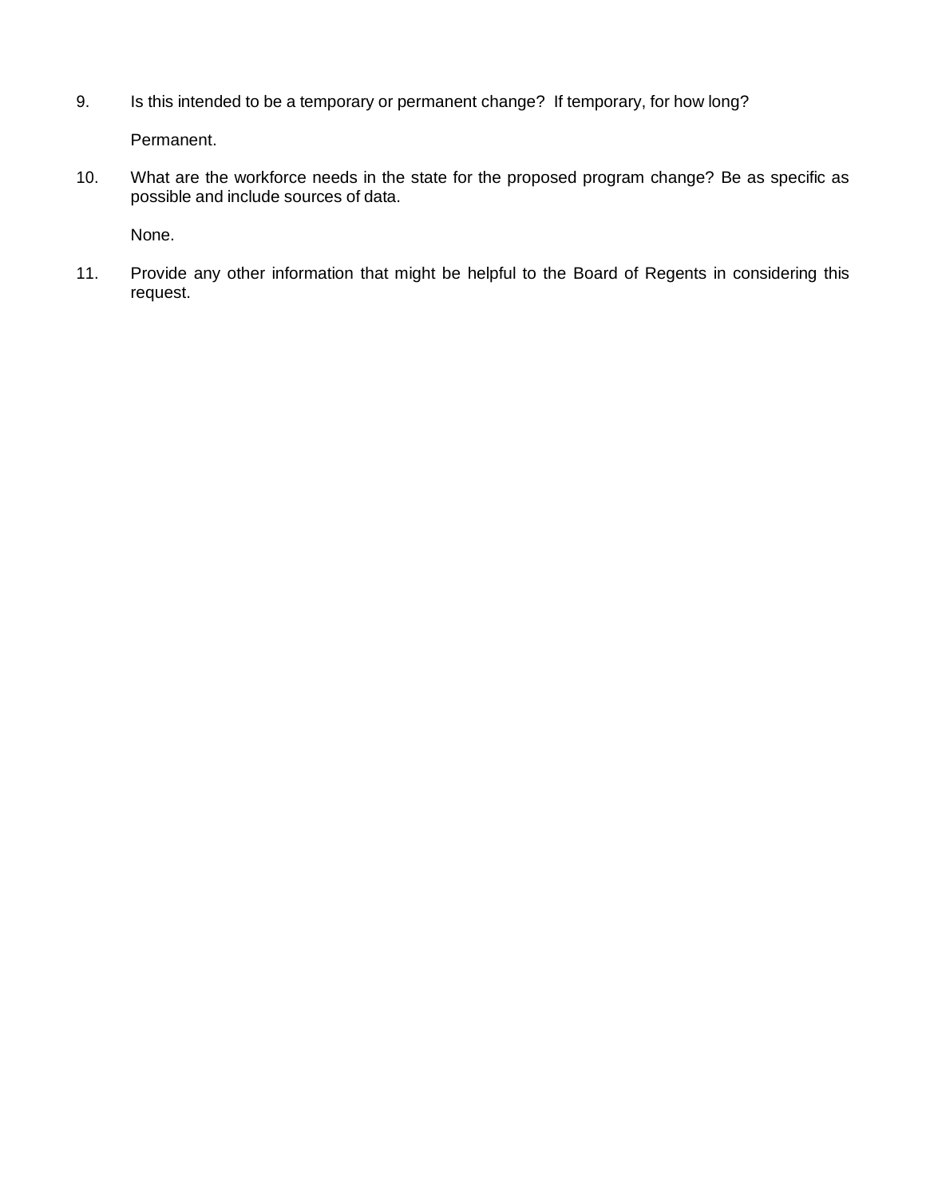9. Is this intended to be a temporary or permanent change? If temporary, for how long?

   Permanent.

10. What are the workforce needs in the state for the proposed program change? Be as specific as possible and include sources of data.

    None.

11. Provide any other information that might be helpful to the Board of Regents in considering this request.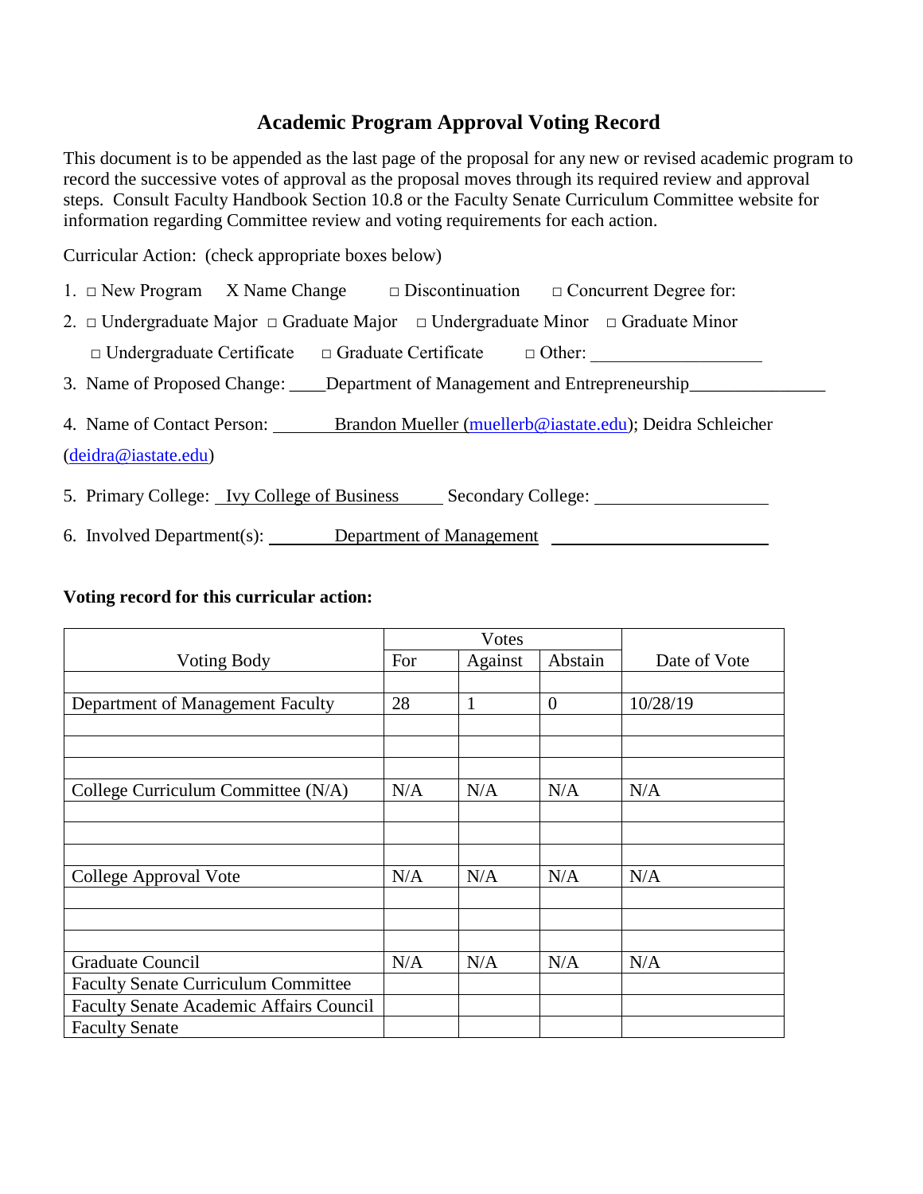# Academic Program Approval Voting Record

This document is to be appended as the last page of the proposal for any new or revised academic program to record the successive votes of approval as the proposal moves through its required review and approval steps. Consult Faculty Handbook Section 10.8 or the Faculty Senate Curriculum Committee website for information regarding Committee review and voting requirements for each action.

Curricular Action: (check appropriate boxes below)

1. □ New Program X Name Change □ Discontinuation □ Concurrent Degree for:
2. □ Undergraduate Major □ Graduate Major □ Undergraduate Minor □ Graduate Minor
   □ Undergraduate Certificate □ Graduate Certificate □ Other: ___________________
3. Name of Proposed Change: ____Department of Management and Entrepreneurship_______________
4. Name of Contact Person: _______Brandon Mueller (muellerb@iastate.edu); Deidra Schleicher (deidra@iastate.edu)
5. Primary College: _Ivy College of Business_____ Secondary College: ___________________
6. Involved Department(s): _______Department of Management ________________________

**Voting record for this curricular action:**

| Voting Body | Votes | | | Date of Vote |
|---|---|---|---|---|
| | For | Against | Abstain | |
| | | | | |
| Department of Management Faculty | 28 | 1 | 0 | 10/28/19 |
| | | | | |
| | | | | |
| | | | | |
| College Curriculum Committee (N/A) | N/A | N/A | N/A | N/A |
| | | | | |
| | | | | |
| | | | | |
| College Approval Vote | N/A | N/A | N/A | N/A |
| | | | | |
| | | | | |
| | | | | |
| Graduate Council | N/A | N/A | N/A | N/A |
| Faculty Senate Curriculum Committee | | | | |
| Faculty Senate Academic Affairs Council | | | | |
| Faculty Senate | | | | |